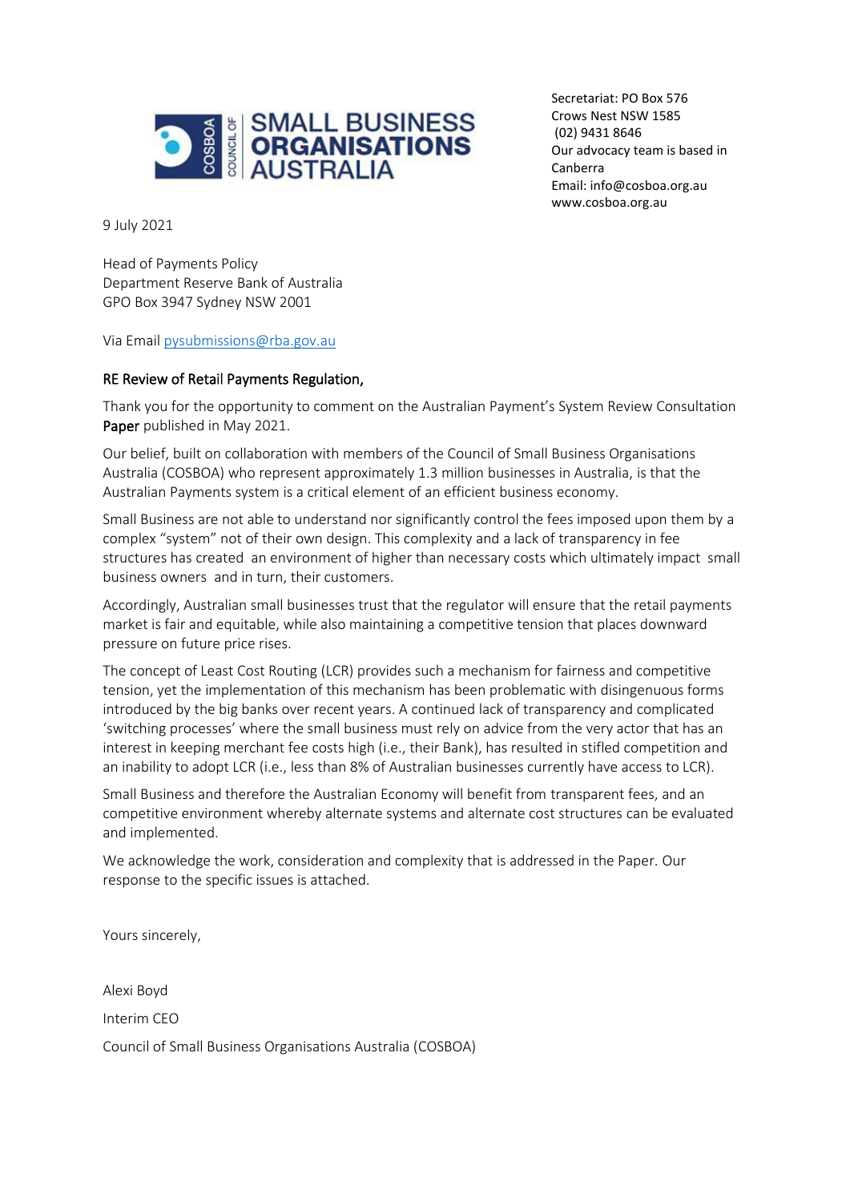Secretariat: PO Box 576
Crows Nest NSW 1585
(02) 9431 8646
Our advocacy team is based in Canberra
Email: info@cosboa.org.au
www.cosboa.org.au

9 July 2021

Head of Payments Policy
Department Reserve Bank of Australia
GPO Box 3947 Sydney NSW 2001

Via Email pysubmissions@rba.gov.au

**RE Review of Retail Payments Regulation,**

Thank you for the opportunity to comment on the Australian Payment's System Review Consultation Paper published in May 2021.

Our belief, built on collaboration with members of the Council of Small Business Organisations Australia (COSBOA) who represent approximately 1.3 million businesses in Australia, is that the Australian Payments system is a critical element of an efficient business economy.

Small Business are not able to understand nor significantly control the fees imposed upon them by a complex "system" not of their own design. This complexity and a lack of transparency in fee structures has created an environment of higher than necessary costs which ultimately impact small business owners and in turn, their customers.

Accordingly, Australian small businesses trust that the regulator will ensure that the retail payments market is fair and equitable, while also maintaining a competitive tension that places downward pressure on future price rises.

The concept of Least Cost Routing (LCR) provides such a mechanism for fairness and competitive tension, yet the implementation of this mechanism has been problematic with disingenuous forms introduced by the big banks over recent years. A continued lack of transparency and complicated 'switching processes' where the small business must rely on advice from the very actor that has an interest in keeping merchant fee costs high (i.e., their Bank), has resulted in stifled competition and an inability to adopt LCR (i.e., less than 8% of Australian businesses currently have access to LCR).

Small Business and therefore the Australian Economy will benefit from transparent fees, and an competitive environment whereby alternate systems and alternate cost structures can be evaluated and implemented.

We acknowledge the work, consideration and complexity that is addressed in the Paper. Our response to the specific issues is attached.

Yours sincerely,

Alexi Boyd

Interim CEO

Council of Small Business Organisations Australia (COSBOA)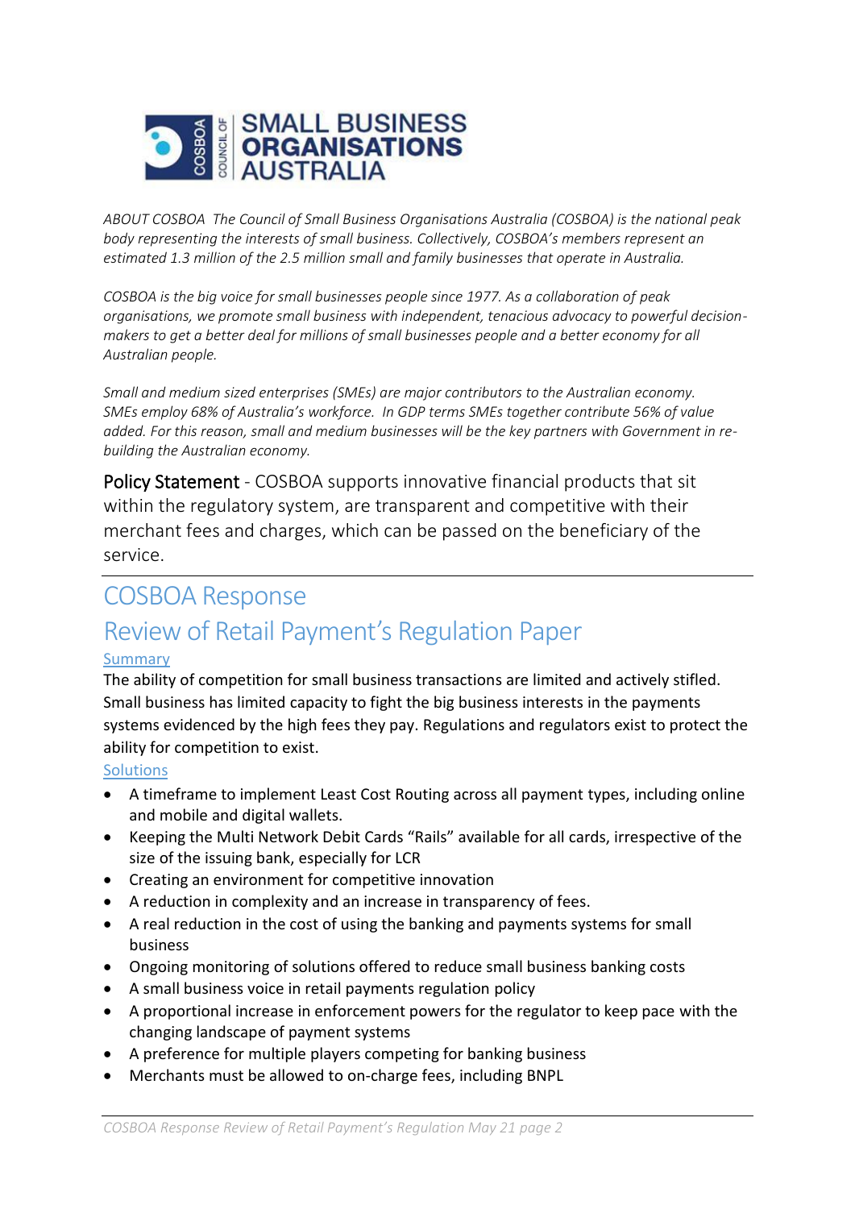*ABOUT COSBOA The Council of Small Business Organisations Australia (COSBOA) is the national peak body representing the interests of small business. Collectively, COSBOA's members represent an estimated 1.3 million of the 2.5 million small and family businesses that operate in Australia.*

*COSBOA is the big voice for small businesses people since 1977. As a collaboration of peak organisations, we promote small business with independent, tenacious advocacy to powerful decision-makers to get a better deal for millions of small businesses people and a better economy for all Australian people.*

*Small and medium sized enterprises (SMEs) are major contributors to the Australian economy. SMEs employ 68% of Australia's workforce. In GDP terms SMEs together contribute 56% of value added. For this reason, small and medium businesses will be the key partners with Government in re-building the Australian economy.*

Policy Statement - COSBOA supports innovative financial products that sit within the regulatory system, are transparent and competitive with their merchant fees and charges, which can be passed on the beneficiary of the service.

# COSBOA Response

# Review of Retail Payment's Regulation Paper

### Summary

The ability of competition for small business transactions are limited and actively stifled. Small business has limited capacity to fight the big business interests in the payments systems evidenced by the high fees they pay. Regulations and regulators exist to protect the ability for competition to exist.

### Solutions

- A timeframe to implement Least Cost Routing across all payment types, including online and mobile and digital wallets.
- Keeping the Multi Network Debit Cards "Rails" available for all cards, irrespective of the size of the issuing bank, especially for LCR
- Creating an environment for competitive innovation
- A reduction in complexity and an increase in transparency of fees.
- A real reduction in the cost of using the banking and payments systems for small business
- Ongoing monitoring of solutions offered to reduce small business banking costs
- A small business voice in retail payments regulation policy
- A proportional increase in enforcement powers for the regulator to keep pace with the changing landscape of payment systems
- A preference for multiple players competing for banking business
- Merchants must be allowed to on-charge fees, including BNPL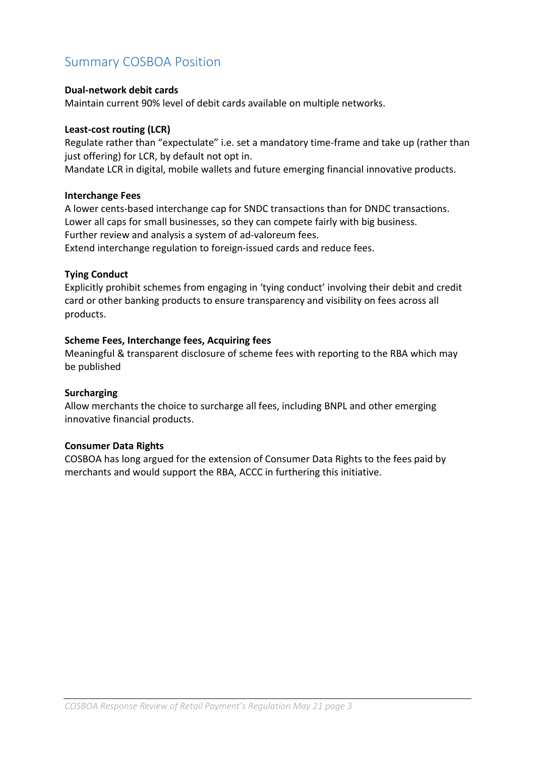## Summary COSBOA Position

**Dual-network debit cards**

Maintain current 90% level of debit cards available on multiple networks.

**Least-cost routing (LCR)**

Regulate rather than "expectulate" i.e. set a mandatory time-frame and take up (rather than just offering) for LCR, by default not opt in.

Mandate LCR in digital, mobile wallets and future emerging financial innovative products.

**Interchange Fees**

A lower cents-based interchange cap for SNDC transactions than for DNDC transactions.

Lower all caps for small businesses, so they can compete fairly with big business.

Further review and analysis a system of ad-valoreum fees.

Extend interchange regulation to foreign-issued cards and reduce fees.

**Tying Conduct**

Explicitly prohibit schemes from engaging in 'tying conduct' involving their debit and credit card or other banking products to ensure transparency and visibility on fees across all products.

**Scheme Fees, Interchange fees, Acquiring fees**

Meaningful & transparent disclosure of scheme fees with reporting to the RBA which may be published

**Surcharging**

Allow merchants the choice to surcharge all fees, including BNPL and other emerging innovative financial products.

**Consumer Data Rights**

COSBOA has long argued for the extension of Consumer Data Rights to the fees paid by merchants and would support the RBA, ACCC in furthering this initiative.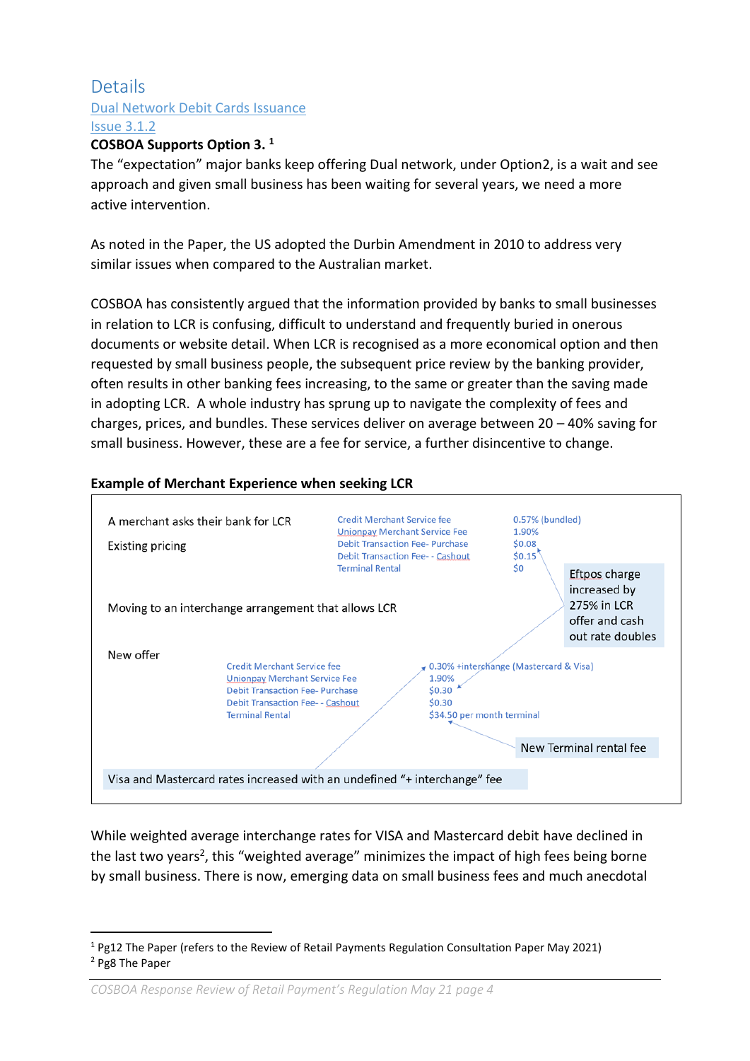## Details

### Dual Network Debit Cards Issuance

### Issue 3.1.2

**COSBOA Supports Option 3.** [1]

The "expectation" major banks keep offering Dual network, under Option2, is a wait and see approach and given small business has been waiting for several years, we need a more active intervention.

As noted in the Paper, the US adopted the Durbin Amendment in 2010 to address very similar issues when compared to the Australian market.

COSBOA has consistently argued that the information provided by banks to small businesses in relation to LCR is confusing, difficult to understand and frequently buried in onerous documents or website detail. When LCR is recognised as a more economical option and then requested by small business people, the subsequent price review by the banking provider, often results in other banking fees increasing, to the same or greater than the saving made in adopting LCR. A whole industry has sprung up to navigate the complexity of fees and charges, prices, and bundles. These services deliver on average between 20 – 40% saving for small business. However, these are a fee for service, a further disincentive to change.

**Example of Merchant Experience when seeking LCR**

A merchant asks their bank for LCR

Existing pricing

| Fee | Amount |
|---|---|
| Credit Merchant Service fee | 0.57% (bundled) |
| Unionpay Merchant Service Fee | 1.90% |
| Debit Transaction Fee- Purchase | $0.08 |
| Debit Transaction Fee- - Cashout | $0.15 |
| Terminal Rental | $0 |

Moving to an interchange arrangement that allows LCR

New offer

| Fee | Amount |
|---|---|
| Credit Merchant Service fee | 0.30% +interchange (Mastercard & Visa) |
| Unionpay Merchant Service Fee | 1.90% |
| Debit Transaction Fee- Purchase | $0.30 |
| Debit Transaction Fee- - Cashout | $0.30 |
| Terminal Rental | $34.50 per month terminal |

Eftpos charge increased by 275% in LCR offer and cash out rate doubles

New Terminal rental fee

Visa and Mastercard rates increased with an undefined "+ interchange" fee

While weighted average interchange rates for VISA and Mastercard debit have declined in the last two years[2], this "weighted average" minimizes the impact of high fees being borne by small business. There is now, emerging data on small business fees and much anecdotal

---

[1] Pg12 The Paper (refers to the Review of Retail Payments Regulation Consultation Paper May 2021)

[2] Pg8 The Paper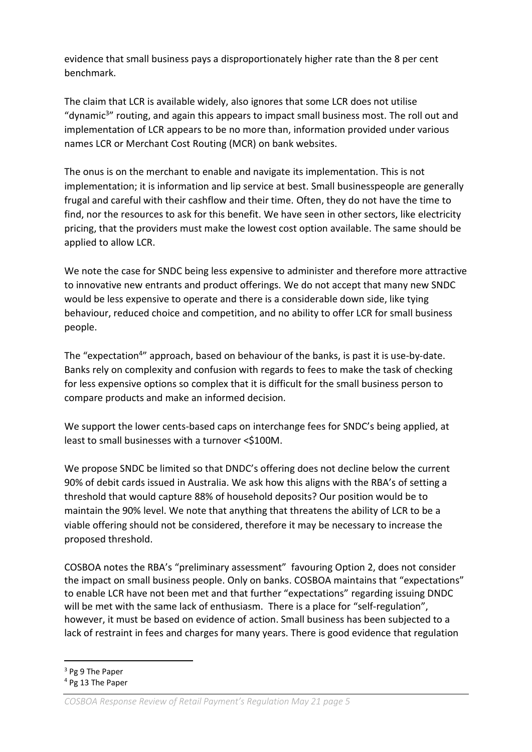evidence that small business pays a disproportionately higher rate than the 8 per cent benchmark.

The claim that LCR is available widely, also ignores that some LCR does not utilise "dynamic[3]" routing, and again this appears to impact small business most. The roll out and implementation of LCR appears to be no more than, information provided under various names LCR or Merchant Cost Routing (MCR) on bank websites.

The onus is on the merchant to enable and navigate its implementation. This is not implementation; it is information and lip service at best. Small businesspeople are generally frugal and careful with their cashflow and their time. Often, they do not have the time to find, nor the resources to ask for this benefit. We have seen in other sectors, like electricity pricing, that the providers must make the lowest cost option available. The same should be applied to allow LCR.

We note the case for SNDC being less expensive to administer and therefore more attractive to innovative new entrants and product offerings. We do not accept that many new SNDC would be less expensive to operate and there is a considerable down side, like tying behaviour, reduced choice and competition, and no ability to offer LCR for small business people.

The "expectation[4]" approach, based on behaviour of the banks, is past it is use-by-date. Banks rely on complexity and confusion with regards to fees to make the task of checking for less expensive options so complex that it is difficult for the small business person to compare products and make an informed decision.

We support the lower cents-based caps on interchange fees for SNDC's being applied, at least to small businesses with a turnover <$100M.

We propose SNDC be limited so that DNDC's offering does not decline below the current 90% of debit cards issued in Australia. We ask how this aligns with the RBA's of setting a threshold that would capture 88% of household deposits? Our position would be to maintain the 90% level. We note that anything that threatens the ability of LCR to be a viable offering should not be considered, therefore it may be necessary to increase the proposed threshold.

COSBOA notes the RBA's "preliminary assessment" favouring Option 2, does not consider the impact on small business people. Only on banks. COSBOA maintains that "expectations" to enable LCR have not been met and that further "expectations" regarding issuing DNDC will be met with the same lack of enthusiasm. There is a place for "self-regulation", however, it must be based on evidence of action. Small business has been subjected to a lack of restraint in fees and charges for many years. There is good evidence that regulation

[3] Pg 9 The Paper

[4] Pg 13 The Paper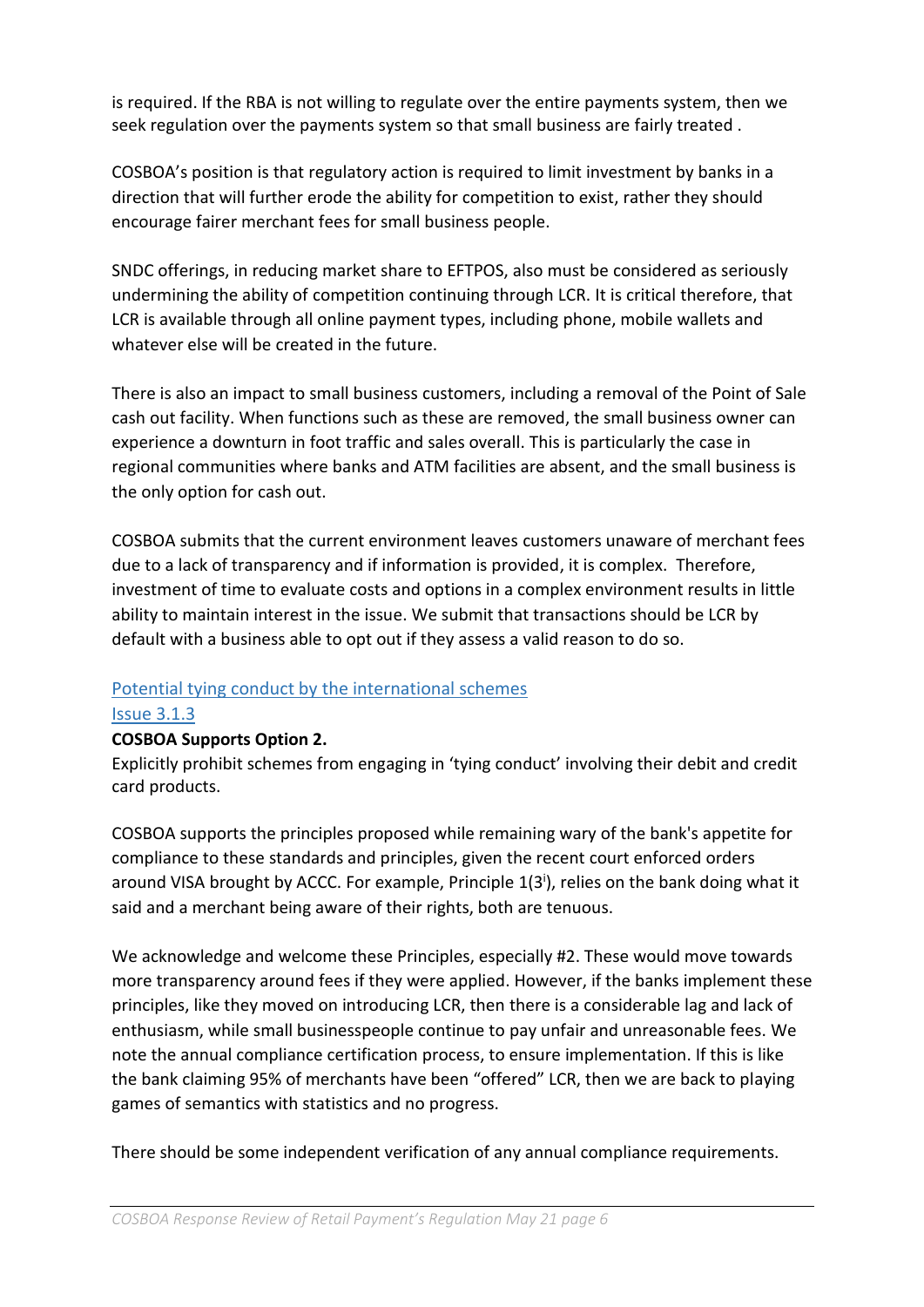is required. If the RBA is not willing to regulate over the entire payments system, then we seek regulation over the payments system so that small business are fairly treated .

COSBOA's position is that regulatory action is required to limit investment by banks in a direction that will further erode the ability for competition to exist, rather they should encourage fairer merchant fees for small business people.

SNDC offerings, in reducing market share to EFTPOS, also must be considered as seriously undermining the ability of competition continuing through LCR. It is critical therefore, that LCR is available through all online payment types, including phone, mobile wallets and whatever else will be created in the future.

There is also an impact to small business customers, including a removal of the Point of Sale cash out facility. When functions such as these are removed, the small business owner can experience a downturn in foot traffic and sales overall. This is particularly the case in regional communities where banks and ATM facilities are absent, and the small business is the only option for cash out.

COSBOA submits that the current environment leaves customers unaware of merchant fees due to a lack of transparency and if information is provided, it is complex. Therefore, investment of time to evaluate costs and options in a complex environment results in little ability to maintain interest in the issue. We submit that transactions should be LCR by default with a business able to opt out if they assess a valid reason to do so.

Potential tying conduct by the international schemes
Issue 3.1.3

**COSBOA Supports Option 2.**
Explicitly prohibit schemes from engaging in 'tying conduct' involving their debit and credit card products.

COSBOA supports the principles proposed while remaining wary of the bank's appetite for compliance to these standards and principles, given the recent court enforced orders around VISA brought by ACCC. For example, Principle 1(3[i]), relies on the bank doing what it said and a merchant being aware of their rights, both are tenuous.

We acknowledge and welcome these Principles, especially #2. These would move towards more transparency around fees if they were applied. However, if the banks implement these principles, like they moved on introducing LCR, then there is a considerable lag and lack of enthusiasm, while small businesspeople continue to pay unfair and unreasonable fees. We note the annual compliance certification process, to ensure implementation. If this is like the bank claiming 95% of merchants have been "offered" LCR, then we are back to playing games of semantics with statistics and no progress.

There should be some independent verification of any annual compliance requirements.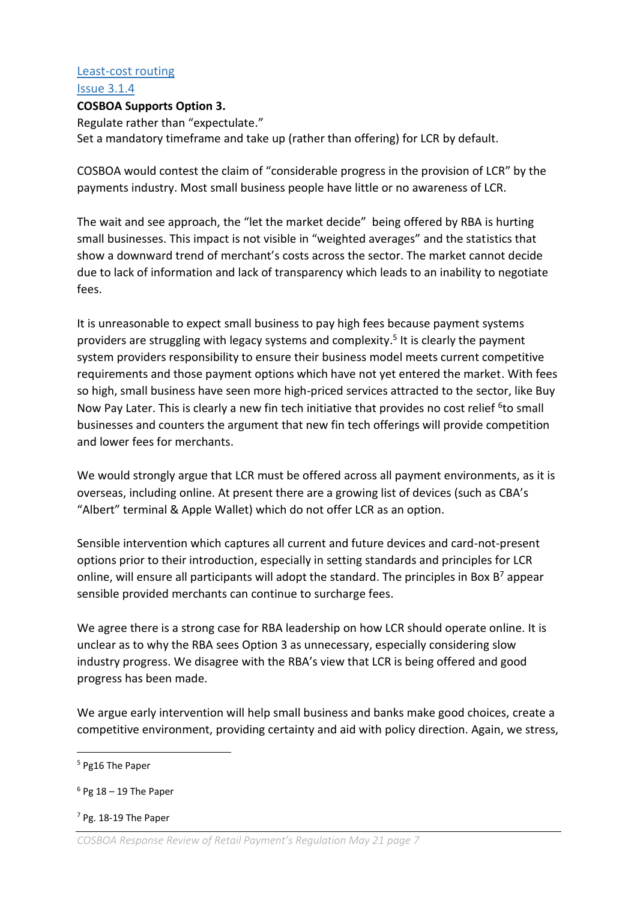[Least-cost routing](#)

[Issue 3.1.4](#)

**COSBOA Supports Option 3.**

Regulate rather than "expectulate."

Set a mandatory timeframe and take up (rather than offering) for LCR by default.

COSBOA would contest the claim of "considerable progress in the provision of LCR" by the payments industry. Most small business people have little or no awareness of LCR.

The wait and see approach, the "let the market decide" being offered by RBA is hurting small businesses. This impact is not visible in "weighted averages" and the statistics that show a downward trend of merchant's costs across the sector. The market cannot decide due to lack of information and lack of transparency which leads to an inability to negotiate fees.

It is unreasonable to expect small business to pay high fees because payment systems providers are struggling with legacy systems and complexity.[5] It is clearly the payment system providers responsibility to ensure their business model meets current competitive requirements and those payment options which have not yet entered the market. With fees so high, small business have seen more high-priced services attracted to the sector, like Buy Now Pay Later. This is clearly a new fin tech initiative that provides no cost relief [6]to small businesses and counters the argument that new fin tech offerings will provide competition and lower fees for merchants.

We would strongly argue that LCR must be offered across all payment environments, as it is overseas, including online. At present there are a growing list of devices (such as CBA's "Albert" terminal & Apple Wallet) which do not offer LCR as an option.

Sensible intervention which captures all current and future devices and card-not-present options prior to their introduction, especially in setting standards and principles for LCR online, will ensure all participants will adopt the standard. The principles in Box B[7] appear sensible provided merchants can continue to surcharge fees.

We agree there is a strong case for RBA leadership on how LCR should operate online. It is unclear as to why the RBA sees Option 3 as unnecessary, especially considering slow industry progress. We disagree with the RBA's view that LCR is being offered and good progress has been made.

We argue early intervention will help small business and banks make good choices, create a competitive environment, providing certainty and aid with policy direction. Again, we stress,

---

[5] Pg16 The Paper

[6] Pg 18 – 19 The Paper

[7] Pg. 18-19 The Paper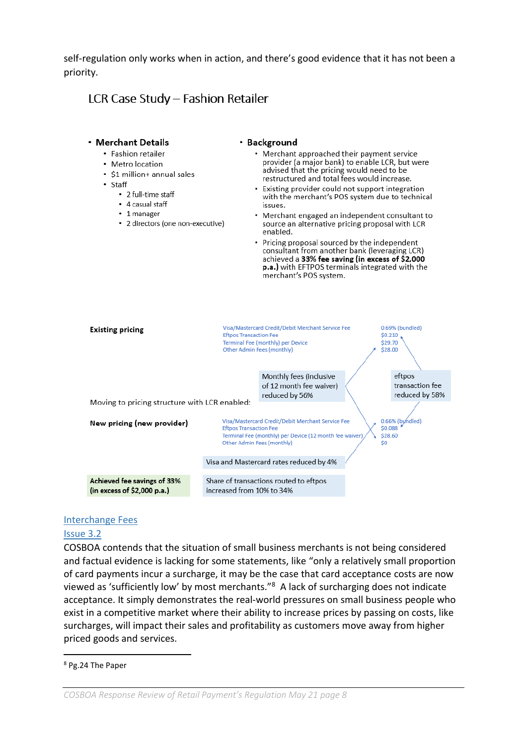self-regulation only works when in action, and there's good evidence that it has not been a priority.

## LCR Case Study – Fashion Retailer

- **Merchant Details**
  - Fashion retailer
  - Metro location
  - $1 million+ annual sales
  - Staff
    - 2 full-time staff
    - 4 casual staff
    - 1 manager
    - 2 directors (one non-executive)

- **Background**
  - Merchant approached their payment service provider (a major bank) to enable LCR, but were advised that the pricing would need to be restructured and total fees would increase.
  - Existing provider could not support integration with the merchant's POS system due to technical issues.
  - Merchant engaged an independent consultant to source an alternative pricing proposal with LCR enabled.
  - Pricing proposal sourced by the independent consultant from another bank (leveraging LCR) achieved a **33% fee saving (in excess of $2,000 p.a.)** with EFTPOS terminals integrated with the merchant's POS system.

**Existing pricing**

| Fee | Amount |
|---|---|
| Visa/Mastercard Credit/Debit Merchant Service Fee | 0.69% (bundled) |
| Eftpos Transaction Fee | $0.210 |
| Terminal Fee (monthly) per Device | $29.70 |
| Other Admin Fees (monthly) | $28.00 |

Moving to pricing structure with LCR enabled:

**New pricing (new provider)**

| Fee | Amount |
|---|---|
| Visa/Mastercard Credit/Debit Merchant Service Fee | 0.66% (bundled) |
| Eftpos Transaction Fee | $0.088 |
| Terminal Fee (monthly) per Device (12 month fee waiver) | $28.60 |
| Other Admin Fees (monthly) | $0 |

- Monthly fees (inclusive of 12 month fee waiver) reduced by 56%
- eftpos transaction fee reduced by 58%
- Visa and Mastercard rates reduced by 4%
- Share of transactions routed to eftpos increased from 10% to 34%

**Achieved fee savings of 33% (in excess of $2,000 p.a.)**

## Interchange Fees

### Issue 3.2

COSBOA contends that the situation of small business merchants is not being considered and factual evidence is lacking for some statements, like "only a relatively small proportion of card payments incur a surcharge, it may be the case that card acceptance costs are now viewed as 'sufficiently low' by most merchants."[8] A lack of surcharging does not indicate acceptance. It simply demonstrates the real-world pressures on small business people who exist in a competitive market where their ability to increase prices by passing on costs, like surcharges, will impact their sales and profitability as customers move away from higher priced goods and services.

[8] Pg.24 The Paper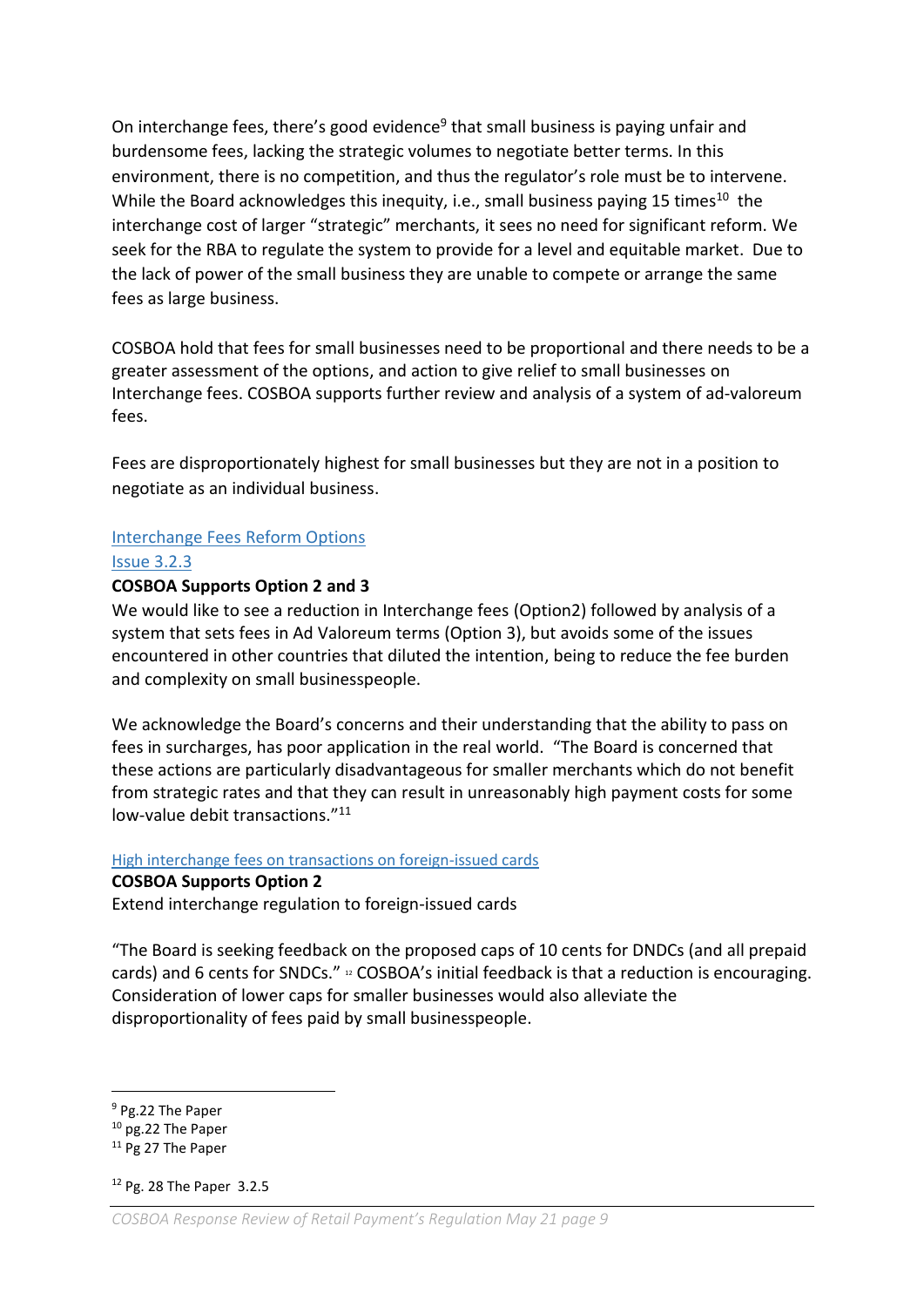On interchange fees, there's good evidence[9] that small business is paying unfair and burdensome fees, lacking the strategic volumes to negotiate better terms. In this environment, there is no competition, and thus the regulator's role must be to intervene. While the Board acknowledges this inequity, i.e., small business paying 15 times[10] the interchange cost of larger "strategic" merchants, it sees no need for significant reform. We seek for the RBA to regulate the system to provide for a level and equitable market. Due to the lack of power of the small business they are unable to compete or arrange the same fees as large business.

COSBOA hold that fees for small businesses need to be proportional and there needs to be a greater assessment of the options, and action to give relief to small businesses on Interchange fees. COSBOA supports further review and analysis of a system of ad-valoreum fees.

Fees are disproportionately highest for small businesses but they are not in a position to negotiate as an individual business.

Interchange Fees Reform Options
Issue 3.2.3

**COSBOA Supports Option 2 and 3**

We would like to see a reduction in Interchange fees (Option2) followed by analysis of a system that sets fees in Ad Valoreum terms (Option 3), but avoids some of the issues encountered in other countries that diluted the intention, being to reduce the fee burden and complexity on small businesspeople.

We acknowledge the Board's concerns and their understanding that the ability to pass on fees in surcharges, has poor application in the real world. "The Board is concerned that these actions are particularly disadvantageous for smaller merchants which do not benefit from strategic rates and that they can result in unreasonably high payment costs for some low-value debit transactions."[11]

High interchange fees on transactions on foreign-issued cards

**COSBOA Supports Option 2**

Extend interchange regulation to foreign-issued cards

"The Board is seeking feedback on the proposed caps of 10 cents for DNDCs (and all prepaid cards) and 6 cents for SNDCs." [12] COSBOA's initial feedback is that a reduction is encouraging. Consideration of lower caps for smaller businesses would also alleviate the disproportionality of fees paid by small businesspeople.

---

[9] Pg.22 The Paper

[10] pg.22 The Paper

[11] Pg 27 The Paper

[12] Pg. 28 The Paper 3.2.5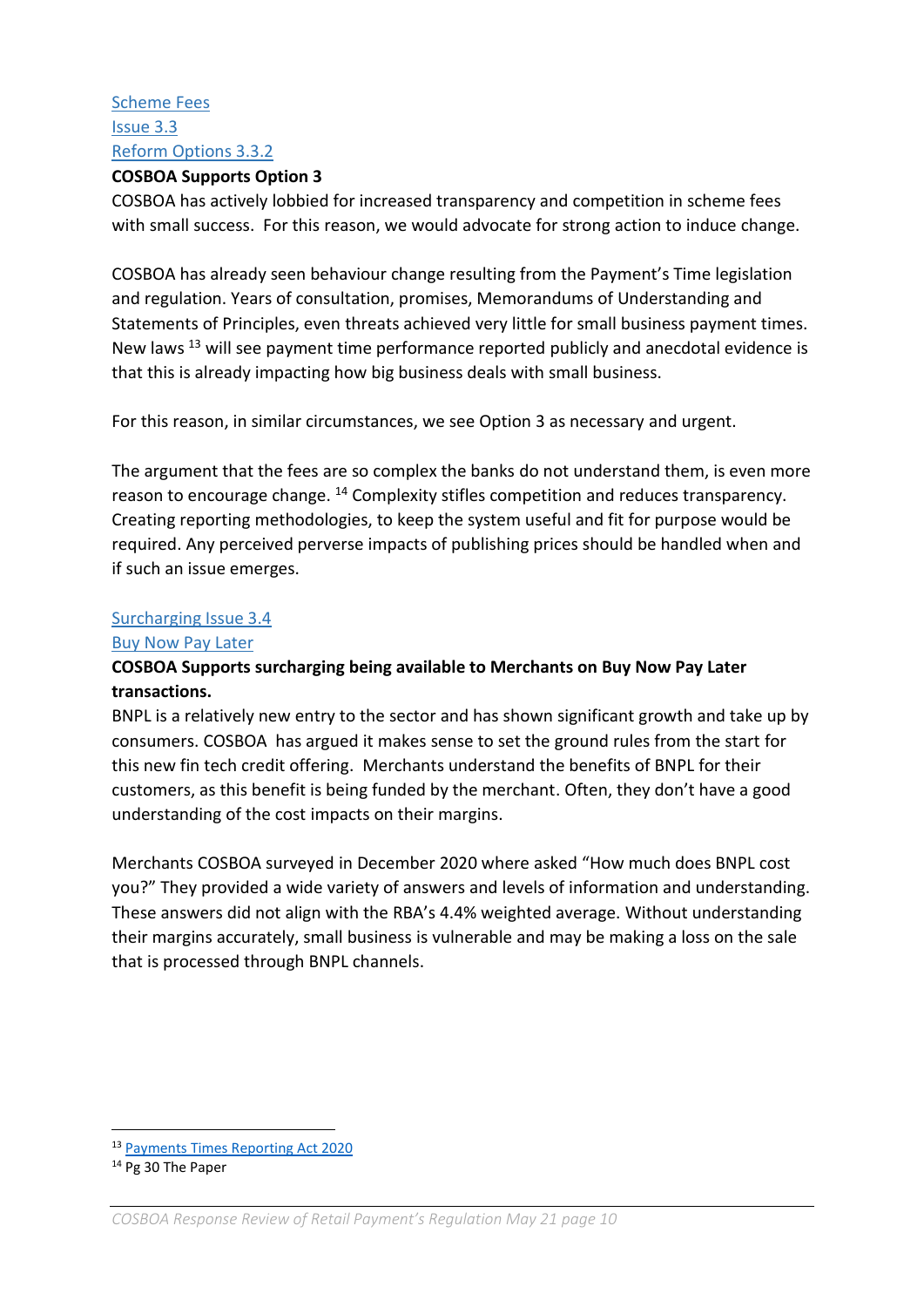[Scheme Fees](#)
[Issue 3.3](#)
[Reform Options 3.3.2](#)

**COSBOA Supports Option 3**

COSBOA has actively lobbied for increased transparency and competition in scheme fees with small success. For this reason, we would advocate for strong action to induce change.

COSBOA has already seen behaviour change resulting from the Payment's Time legislation and regulation. Years of consultation, promises, Memorandums of Understanding and Statements of Principles, even threats achieved very little for small business payment times. New laws [13] will see payment time performance reported publicly and anecdotal evidence is that this is already impacting how big business deals with small business.

For this reason, in similar circumstances, we see Option 3 as necessary and urgent.

The argument that the fees are so complex the banks do not understand them, is even more reason to encourage change. [14] Complexity stifles competition and reduces transparency. Creating reporting methodologies, to keep the system useful and fit for purpose would be required. Any perceived perverse impacts of publishing prices should be handled when and if such an issue emerges.

[Surcharging Issue 3.4](#)
[Buy Now Pay Later](#)

**COSBOA Supports surcharging being available to Merchants on Buy Now Pay Later transactions.**

BNPL is a relatively new entry to the sector and has shown significant growth and take up by consumers. COSBOA has argued it makes sense to set the ground rules from the start for this new fin tech credit offering. Merchants understand the benefits of BNPL for their customers, as this benefit is being funded by the merchant. Often, they don't have a good understanding of the cost impacts on their margins.

Merchants COSBOA surveyed in December 2020 where asked "How much does BNPL cost you?" They provided a wide variety of answers and levels of information and understanding. These answers did not align with the RBA's 4.4% weighted average. Without understanding their margins accurately, small business is vulnerable and may be making a loss on the sale that is processed through BNPL channels.

---

[13] [Payments Times Reporting Act 2020](#)

[14] Pg 30 The Paper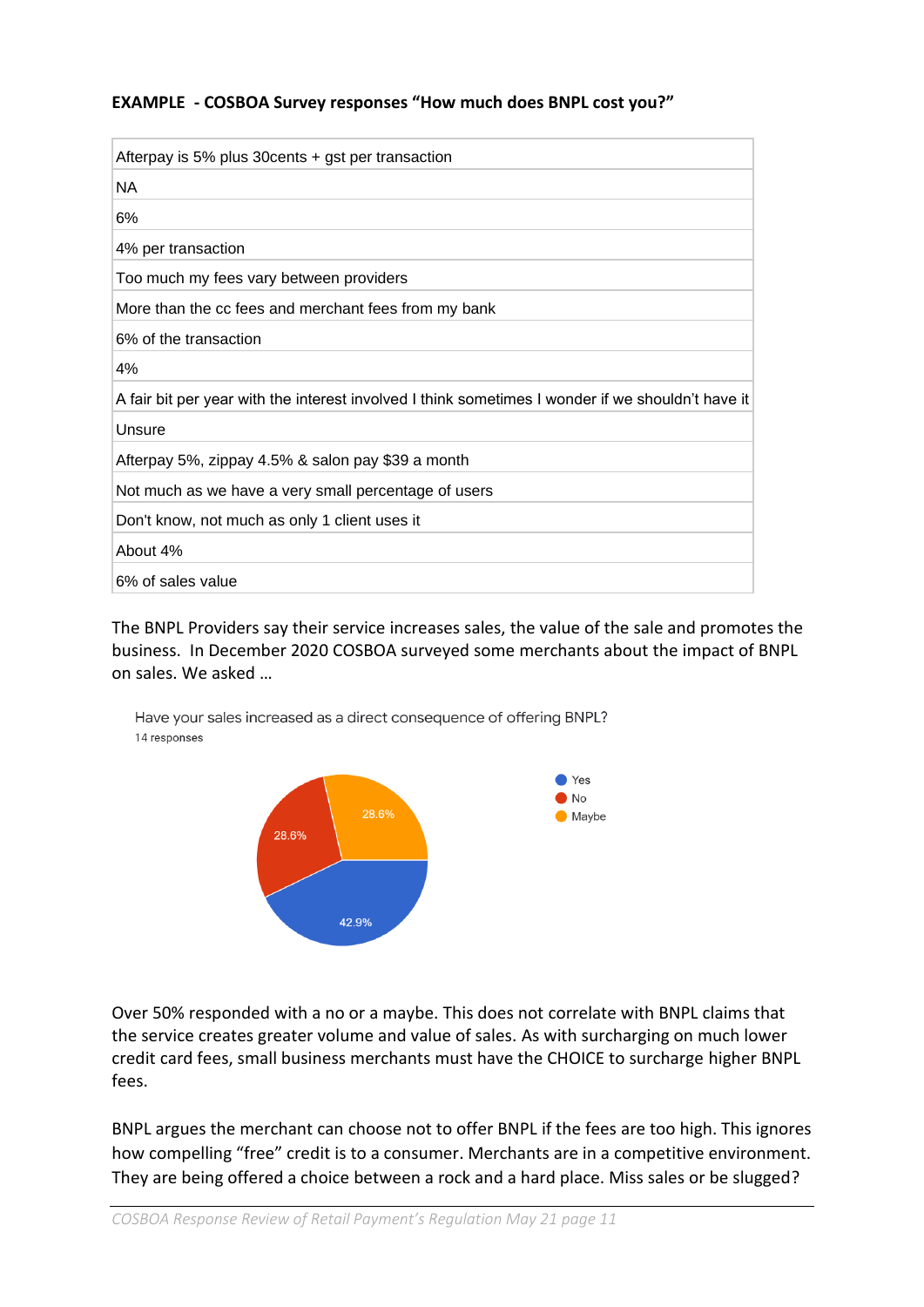**EXAMPLE - COSBOA Survey responses "How much does BNPL cost you?"**

| Afterpay is 5% plus 30cents + gst per transaction |
|---|
| NA |
| 6% |
| 4% per transaction |
| Too much my fees vary between providers |
| More than the cc fees and merchant fees from my bank |
| 6% of the transaction |
| 4% |
| A fair bit per year with the interest involved I think sometimes I wonder if we shouldn't have it |
| Unsure |
| Afterpay 5%, zippay 4.5% & salon pay $39 a month |
| Not much as we have a very small percentage of users |
| Don't know, not much as only 1 client uses it |
| About 4% |
| 6% of sales value |

The BNPL Providers say their service increases sales, the value of the sale and promotes the business. In December 2020 COSBOA surveyed some merchants about the impact of BNPL on sales. We asked …

Have your sales increased as a direct consequence of offering BNPL?
14 responses

| Response | Percentage |
|---|---|
| Yes | 42.9% |
| No | 28.6% |
| Maybe | 28.6% |

Over 50% responded with a no or a maybe. This does not correlate with BNPL claims that the service creates greater volume and value of sales. As with surcharging on much lower credit card fees, small business merchants must have the CHOICE to surcharge higher BNPL fees.

BNPL argues the merchant can choose not to offer BNPL if the fees are too high. This ignores how compelling "free" credit is to a consumer. Merchants are in a competitive environment. They are being offered a choice between a rock and a hard place. Miss sales or be slugged?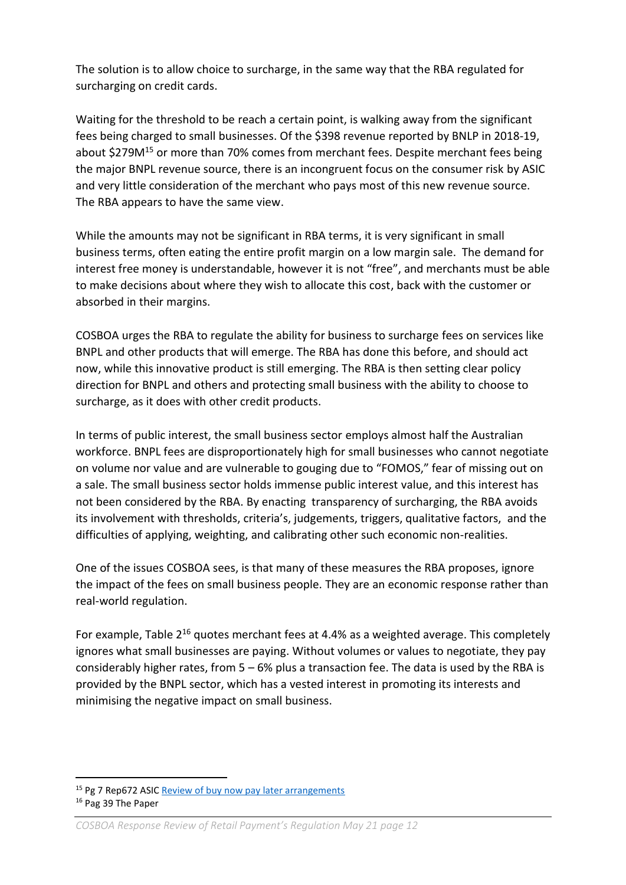The solution is to allow choice to surcharge, in the same way that the RBA regulated for surcharging on credit cards.

Waiting for the threshold to be reach a certain point, is walking away from the significant fees being charged to small businesses. Of the $398 revenue reported by BNLP in 2018-19, about $279M[15] or more than 70% comes from merchant fees. Despite merchant fees being the major BNPL revenue source, there is an incongruent focus on the consumer risk by ASIC and very little consideration of the merchant who pays most of this new revenue source. The RBA appears to have the same view.

While the amounts may not be significant in RBA terms, it is very significant in small business terms, often eating the entire profit margin on a low margin sale. The demand for interest free money is understandable, however it is not "free", and merchants must be able to make decisions about where they wish to allocate this cost, back with the customer or absorbed in their margins.

COSBOA urges the RBA to regulate the ability for business to surcharge fees on services like BNPL and other products that will emerge. The RBA has done this before, and should act now, while this innovative product is still emerging. The RBA is then setting clear policy direction for BNPL and others and protecting small business with the ability to choose to surcharge, as it does with other credit products.

In terms of public interest, the small business sector employs almost half the Australian workforce. BNPL fees are disproportionately high for small businesses who cannot negotiate on volume nor value and are vulnerable to gouging due to "FOMOS," fear of missing out on a sale. The small business sector holds immense public interest value, and this interest has not been considered by the RBA. By enacting transparency of surcharging, the RBA avoids its involvement with thresholds, criteria's, judgements, triggers, qualitative factors, and the difficulties of applying, weighting, and calibrating other such economic non-realities.

One of the issues COSBOA sees, is that many of these measures the RBA proposes, ignore the impact of the fees on small business people. They are an economic response rather than real-world regulation.

For example, Table 2[16] quotes merchant fees at 4.4% as a weighted average. This completely ignores what small businesses are paying. Without volumes or values to negotiate, they pay considerably higher rates, from 5 – 6% plus a transaction fee. The data is used by the RBA is provided by the BNPL sector, which has a vested interest in promoting its interests and minimising the negative impact on small business.

---

[15] Pg 7 Rep672 ASIC [Review of buy now pay later arrangements]

[16] Pag 39 The Paper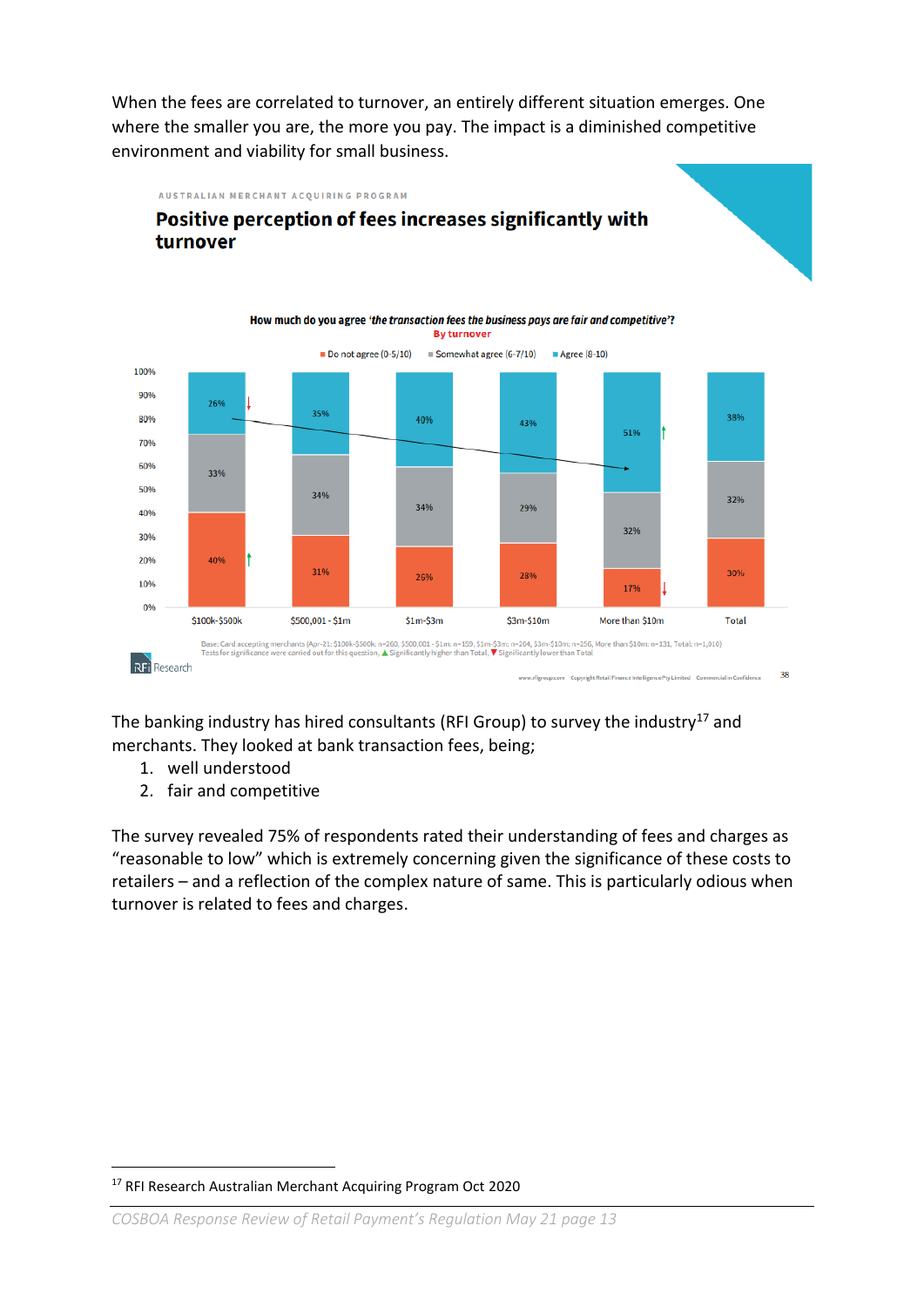When the fees are correlated to turnover, an entirely different situation emerges. One where the smaller you are, the more you pay. The impact is a diminished competitive environment and viability for small business.

AUSTRALIAN MERCHANT ACQUIRING PROGRAM

**Positive perception of fees increases significantly with turnover**

How much do you agree '*the transaction fees the business pays are fair and competitive*'?
By turnover

| | $100k-$500k | $500,001 - $1m | $1m-$3m | $3m-$10m | More than $10m | Total |
|---|---|---|---|---|---|---|
| Agree (8-10) | 26% | 35% | 40% | 43% | 51% | 38% |
| Somewhat agree (6-7/10) | 33% | 34% | 34% | 29% | 32% | 32% |
| Do not agree (0-5/10) | 40% | 31% | 26% | 28% | 17% | 30% |

Base: Card accepting merchants (Apr-21: $100k-$500k: n=260, $500,001 - $1m: n=159, $1m-$3m: n=204, $3m-$10m: n=256, More than $10m: n=131, Total: n=1,010)
Tests for significance were carried out for this question, ▲ Significantly higher than Total, ▼ Significantly lower than Total

RFi Research

The banking industry has hired consultants (RFI Group) to survey the industry[17] and merchants. They looked at bank transaction fees, being;

1. well understood
2. fair and competitive

The survey revealed 75% of respondents rated their understanding of fees and charges as "reasonable to low" which is extremely concerning given the significance of these costs to retailers – and a reflection of the complex nature of same. This is particularly odious when turnover is related to fees and charges.

[17] RFI Research Australian Merchant Acquiring Program Oct 2020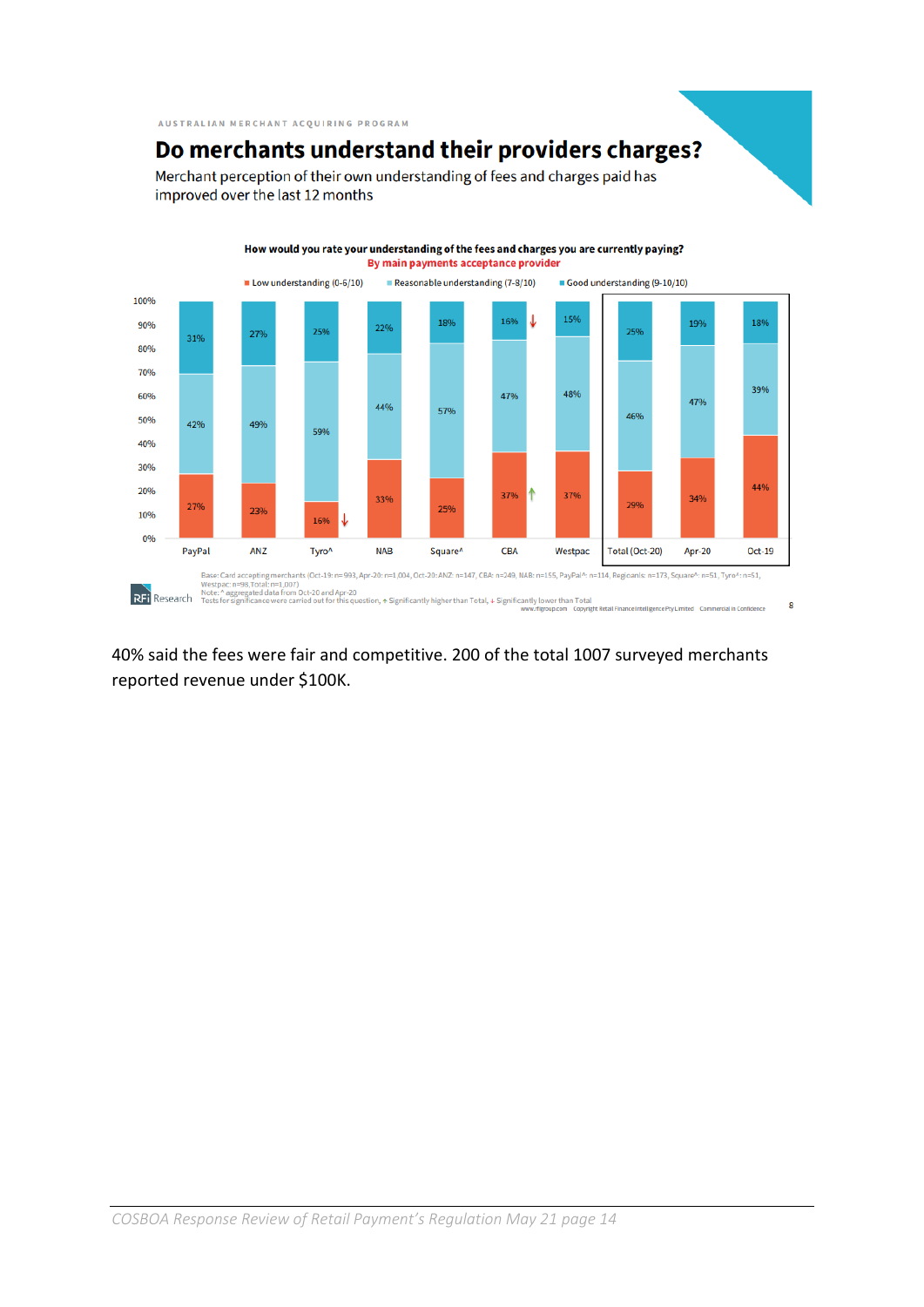AUSTRALIAN MERCHANT ACQUIRING PROGRAM

## Do merchants understand their providers charges?

Merchant perception of their own understanding of fees and charges paid has improved over the last 12 months

**How would you rate your understanding of the fees and charges you are currently paying?**
**By main payments acceptance provider**

| | PayPal | ANZ | Tyro^ | NAB | Square^ | CBA | Westpac | Total (Oct-20) | Apr-20 | Oct-19 |
|---|---|---|---|---|---|---|---|---|---|---|
| Good understanding (9-10/10) | 31% | 27% | 25% | 22% | 18% | 16% ↓ | 15% | 25% | 19% | 18% |
| Reasonable understanding (7-8/10) | 42% | 49% | 59% | 44% | 57% | 47% | 48% | 46% | 47% | 39% |
| Low understanding (0-6/10) | 27% | 23% | 16% ↓ | 33% | 25% | 37% ↑ | 37% | 29% | 34% | 44% |

Base: Card accepting merchants (Oct-19: n=993, Apr-20: n=1,004, Oct-20: ANZ: n=147, CBA: n=249, NAB: n=155, PayPal^: n=114, Regionals: n=173, Square^: n=51, Tyro^: n=51, Westpac: n=98, Total: n=1,007)
Note: ^ aggregated data from Oct-20 and Apr-20
Tests for significance were carried out for this question, ↑ Significantly higher than Total, ↓ Significantly lower than Total

40% said the fees were fair and competitive. 200 of the total 1007 surveyed merchants reported revenue under $100K.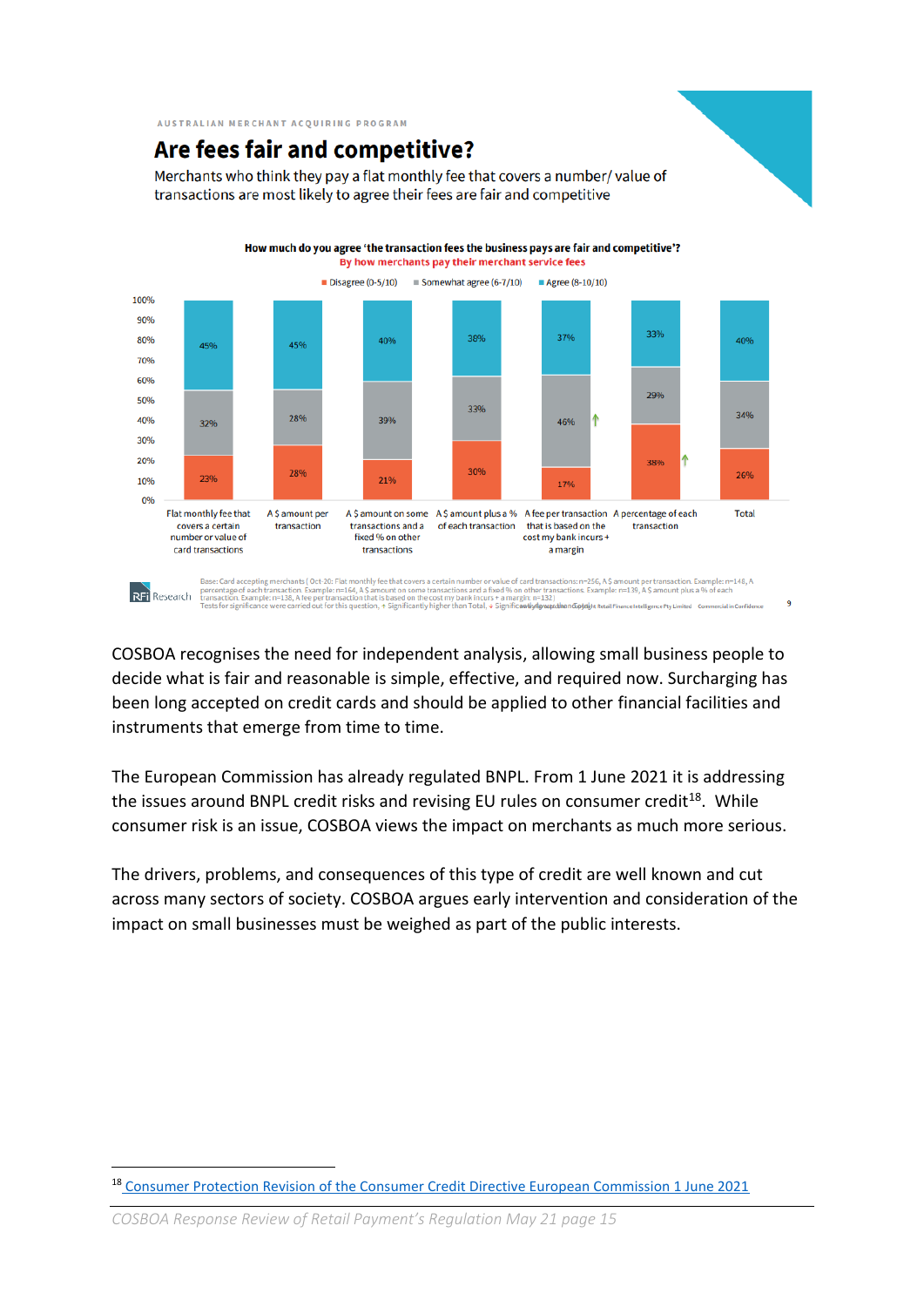AUSTRALIAN MERCHANT ACQUIRING PROGRAM

## Are fees fair and competitive?

Merchants who think they pay a flat monthly fee that covers a number/ value of transactions are most likely to agree their fees are fair and competitive

**How much do you agree 'the transaction fees the business pays are fair and competitive'?**
By how merchants pay their merchant service fees

| | Disagree (0-5/10) | Somewhat agree (6-7/10) | Agree (8-10/10) |
|---|---|---|---|
| Flat monthly fee that covers a certain number or value of card transactions | 23% | 32% | 45% |
| A $ amount per transaction | 28% | 28% | 45% |
| A $ amount on some transactions and a fixed % on other transactions | 21% | 39% | 40% |
| A $ amount plus a % of each transaction | 30% | 33% | 38% |
| A fee per transaction that is based on the cost my bank incurs + a margin | 17% | 46% ↑ | 37% |
| A percentage of each transaction | 38% ↑ | 29% | 33% |
| Total | 26% | 34% | 40% |

Base: Card accepting merchants (Oct-20: Flat monthly fee that covers a certain number or value of card transactions: n=256, A $ amount per transaction. Example: n=148, A percentage of each transaction. Example: n=164, A $ amount on some transactions and a fixed % on other transactions. Example: n=139, A $ amount plus a % of each transaction. Example: n=138, A fee per transaction that is based on the cost my bank incurs + a margin: n=132)
Tests for significance were carried out for this question, ↑ Significantly higher than Total, ↓ Significantly lower than Total.

COSBOA recognises the need for independent analysis, allowing small business people to decide what is fair and reasonable is simple, effective, and required now. Surcharging has been long accepted on credit cards and should be applied to other financial facilities and instruments that emerge from time to time.

The European Commission has already regulated BNPL. From 1 June 2021 it is addressing the issues around BNPL credit risks and revising EU rules on consumer credit[18]. While consumer risk is an issue, COSBOA views the impact on merchants as much more serious.

The drivers, problems, and consequences of this type of credit are well known and cut across many sectors of society. COSBOA argues early intervention and consideration of the impact on small businesses must be weighed as part of the public interests.

[18] Consumer Protection Revision of the Consumer Credit Directive European Commission 1 June 2021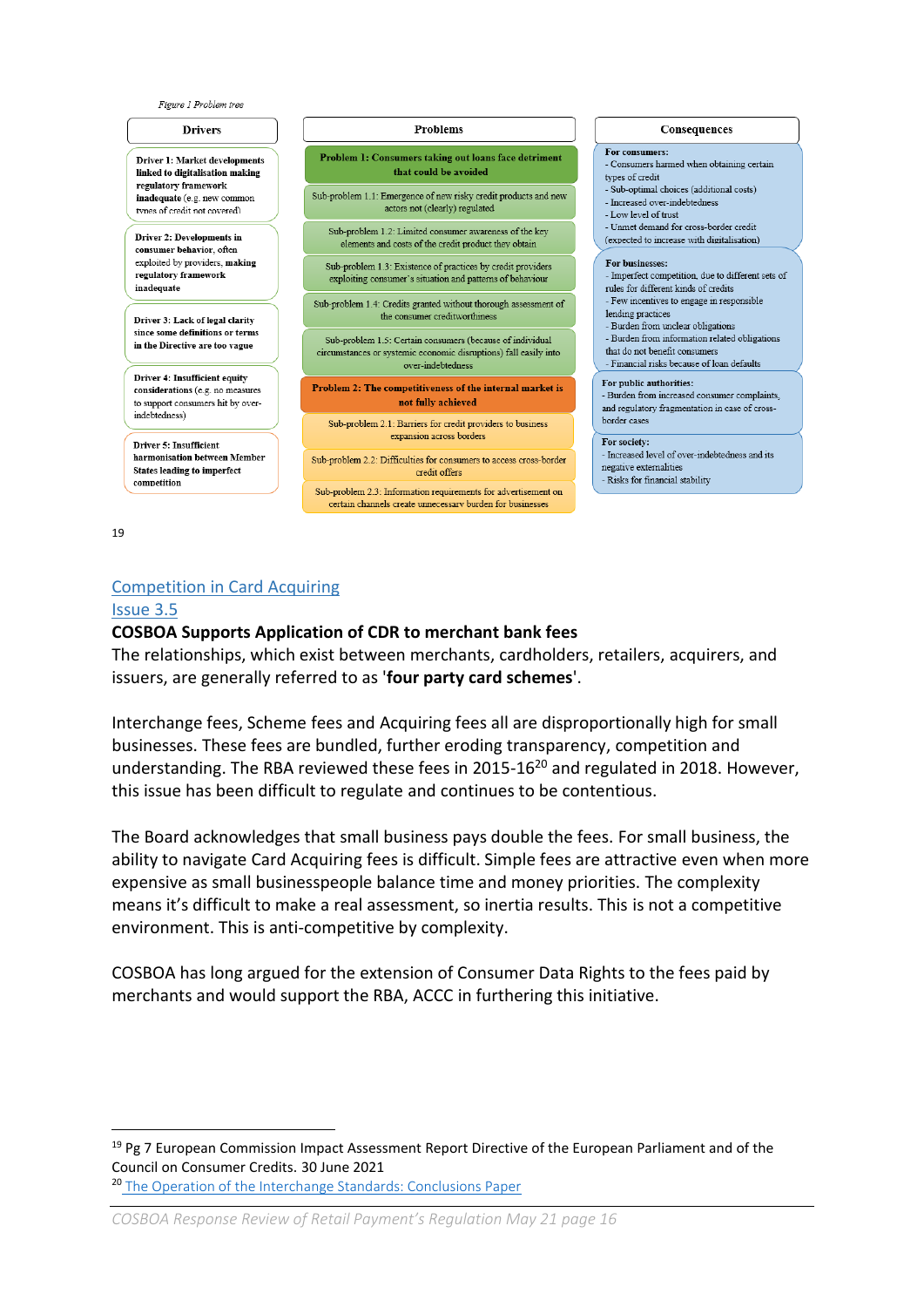*Figure 1 Problem tree*

| Drivers | Problems | Consequences |
|---|---|---|
| **Driver 1: Market developments linked to digitalisation making regulatory framework inadequate** (e.g. new common types of credit not covered) | **Problem 1: Consumers taking out loans face detriment that could be avoided** | **For consumers:** - Consumers harmed when obtaining certain types of credit - Sub-optimal choices (additional costs) - Increased over-indebtedness - Low level of trust - Unmet demand for cross-border credit (expected to increase with digitalisation) |
| **Driver 2: Developments in consumer behavior**, often exploited by providers, **making regulatory framework inadequate** | Sub-problem 1.1: Emergence of new risky credit products and new actors not (clearly) regulated | **For businesses:** - Imperfect competition, due to different sets of rules for different kinds of credits - Few incentives to engage in responsible lending practices - Burden from unclear obligations - Burden from information related obligations that do not benefit consumers - Financial risks because of loan defaults |
| **Driver 3: Lack of legal clarity since some definitions or terms in the Directive are too vague** | Sub-problem 1.2: Limited consumer awareness of the key elements and costs of the credit product they obtain | **For public authorities:** - Burden from increased consumer complaints, and regulatory fragmentation in case of cross-border cases |
| **Driver 4: Insufficient equity considerations** (e.g. no measures to support consumers hit by over-indebtedness) | Sub-problem 1.3: Existence of practices by credit providers exploiting consumer's situation and patterns of behaviour | **For society:** - Increased level of over-indebtedness and its negative externalities - Risks for financial stability |
| **Driver 5: Insufficient harmonisation between Member States leading to imperfect competition** | Sub-problem 1.4: Credits granted without thorough assessment of the consumer creditworthiness | |
| | Sub-problem 1.5: Certain consumers (because of individual circumstances or systemic economic disruptions) fall easily into over-indebtedness | |
| | **Problem 2: The competitiveness of the internal market is not fully achieved** | |
| | Sub-problem 2.1: Barriers for credit providers to business expansion across borders | |
| | Sub-problem 2.2: Difficulties for consumers to access cross-border credit offers | |
| | Sub-problem 2.3: Information requirements for advertisement on certain channels create unnecessary burden for businesses | |

[19]

## Competition in Card Acquiring

### Issue 3.5

**COSBOA Supports Application of CDR to merchant bank fees**

The relationships, which exist between merchants, cardholders, retailers, acquirers, and issuers, are generally referred to as '**four party card schemes**'.

Interchange fees, Scheme fees and Acquiring fees all are disproportionally high for small businesses. These fees are bundled, further eroding transparency, competition and understanding. The RBA reviewed these fees in 2015-16[20] and regulated in 2018. However, this issue has been difficult to regulate and continues to be contentious.

The Board acknowledges that small business pays double the fees. For small business, the ability to navigate Card Acquiring fees is difficult. Simple fees are attractive even when more expensive as small businesspeople balance time and money priorities. The complexity means it's difficult to make a real assessment, so inertia results. This is not a competitive environment. This is anti-competitive by complexity.

COSBOA has long argued for the extension of Consumer Data Rights to the fees paid by merchants and would support the RBA, ACCC in furthering this initiative.

---

[19] Pg 7 European Commission Impact Assessment Report Directive of the European Parliament and of the Council on Consumer Credits. 30 June 2021

[20] The Operation of the Interchange Standards: Conclusions Paper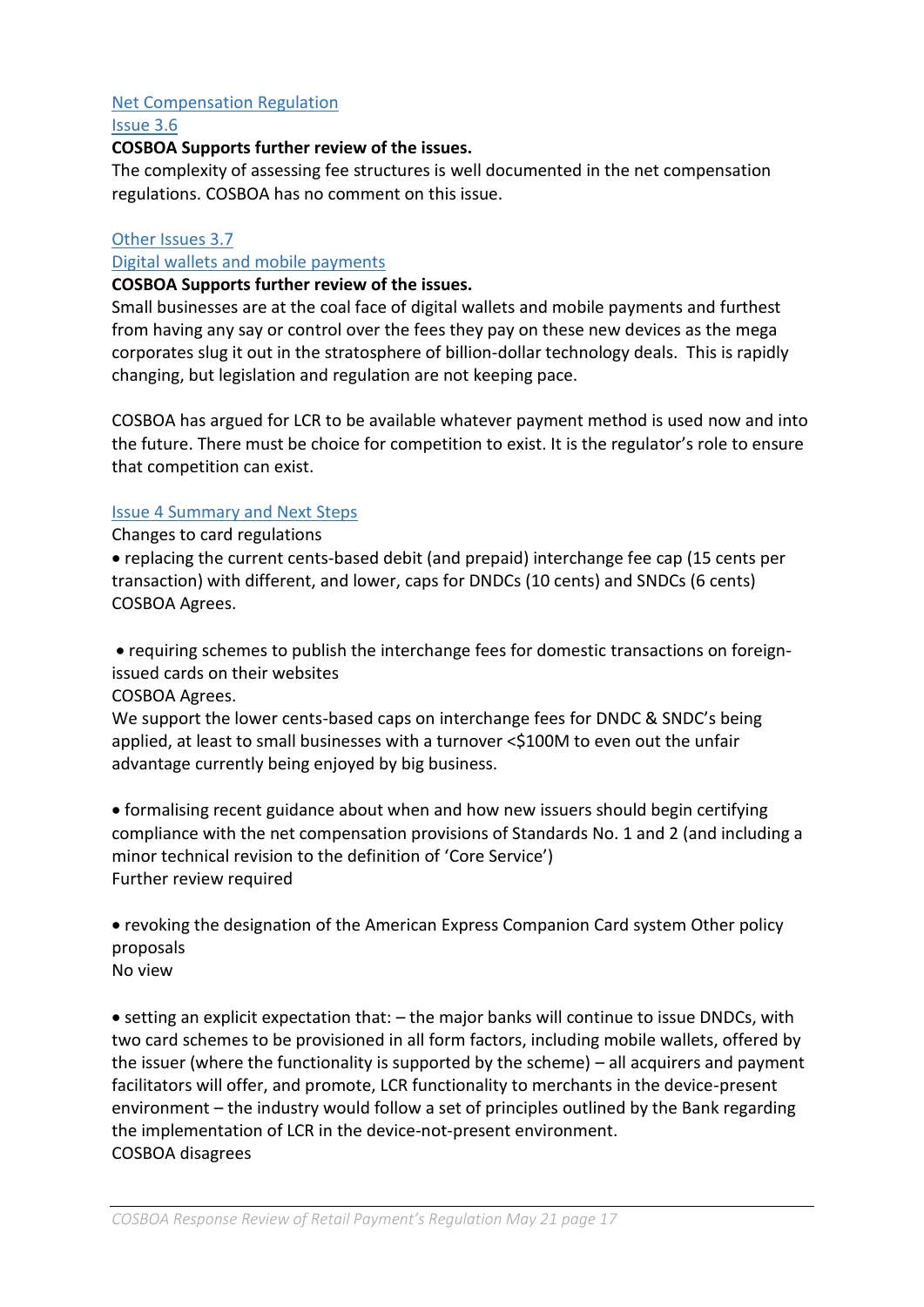[Net Compensation Regulation](#)

[Issue 3.6](#)

**COSBOA Supports further review of the issues.**

The complexity of assessing fee structures is well documented in the net compensation regulations. COSBOA has no comment on this issue.

[Other Issues 3.7](#)

[Digital wallets and mobile payments](#)

**COSBOA Supports further review of the issues.**

Small businesses are at the coal face of digital wallets and mobile payments and furthest from having any say or control over the fees they pay on these new devices as the mega corporates slug it out in the stratosphere of billion-dollar technology deals. This is rapidly changing, but legislation and regulation are not keeping pace.

COSBOA has argued for LCR to be available whatever payment method is used now and into the future. There must be choice for competition to exist. It is the regulator's role to ensure that competition can exist.

[Issue 4 Summary and Next Steps](#)

Changes to card regulations

- replacing the current cents-based debit (and prepaid) interchange fee cap (15 cents per transaction) with different, and lower, caps for DNDCs (10 cents) and SNDCs (6 cents)

COSBOA Agrees.

- requiring schemes to publish the interchange fees for domestic transactions on foreign-issued cards on their websites

COSBOA Agrees.

We support the lower cents-based caps on interchange fees for DNDC & SNDC's being applied, at least to small businesses with a turnover <$100M to even out the unfair advantage currently being enjoyed by big business.

- formalising recent guidance about when and how new issuers should begin certifying compliance with the net compensation provisions of Standards No. 1 and 2 (and including a minor technical revision to the definition of 'Core Service')

Further review required

- revoking the designation of the American Express Companion Card system Other policy proposals

No view

- setting an explicit expectation that: – the major banks will continue to issue DNDCs, with two card schemes to be provisioned in all form factors, including mobile wallets, offered by the issuer (where the functionality is supported by the scheme) – all acquirers and payment facilitators will offer, and promote, LCR functionality to merchants in the device-present environment – the industry would follow a set of principles outlined by the Bank regarding the implementation of LCR in the device-not-present environment.

COSBOA disagrees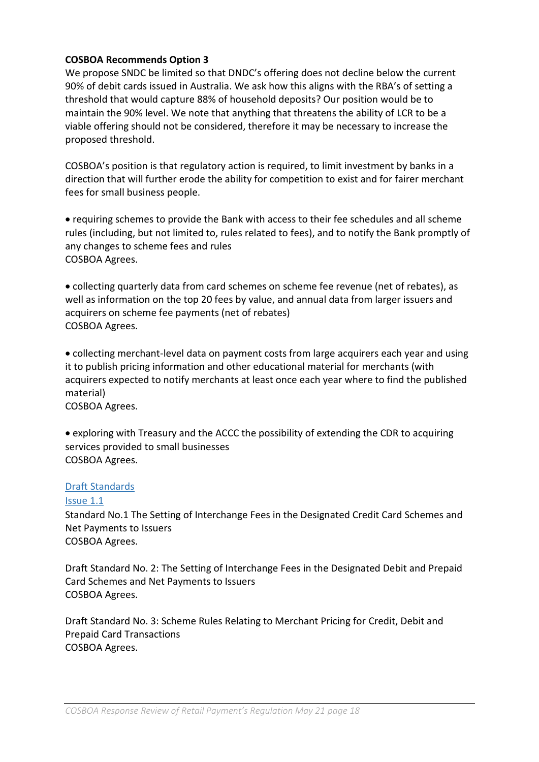**COSBOA Recommends Option 3**

We propose SNDC be limited so that DNDC's offering does not decline below the current 90% of debit cards issued in Australia. We ask how this aligns with the RBA's of setting a threshold that would capture 88% of household deposits? Our position would be to maintain the 90% level. We note that anything that threatens the ability of LCR to be a viable offering should not be considered, therefore it may be necessary to increase the proposed threshold.

COSBOA's position is that regulatory action is required, to limit investment by banks in a direction that will further erode the ability for competition to exist and for fairer merchant fees for small business people.

- requiring schemes to provide the Bank with access to their fee schedules and all scheme rules (including, but not limited to, rules related to fees), and to notify the Bank promptly of any changes to scheme fees and rules

COSBOA Agrees.

- collecting quarterly data from card schemes on scheme fee revenue (net of rebates), as well as information on the top 20 fees by value, and annual data from larger issuers and acquirers on scheme fee payments (net of rebates)

COSBOA Agrees.

- collecting merchant-level data on payment costs from large acquirers each year and using it to publish pricing information and other educational material for merchants (with acquirers expected to notify merchants at least once each year where to find the published material)

COSBOA Agrees.

- exploring with Treasury and the ACCC the possibility of extending the CDR to acquiring services provided to small businesses

COSBOA Agrees.

Draft Standards

Issue 1.1

Standard No.1 The Setting of Interchange Fees in the Designated Credit Card Schemes and Net Payments to Issuers

COSBOA Agrees.

Draft Standard No. 2: The Setting of Interchange Fees in the Designated Debit and Prepaid Card Schemes and Net Payments to Issuers

COSBOA Agrees.

Draft Standard No. 3: Scheme Rules Relating to Merchant Pricing for Credit, Debit and Prepaid Card Transactions

COSBOA Agrees.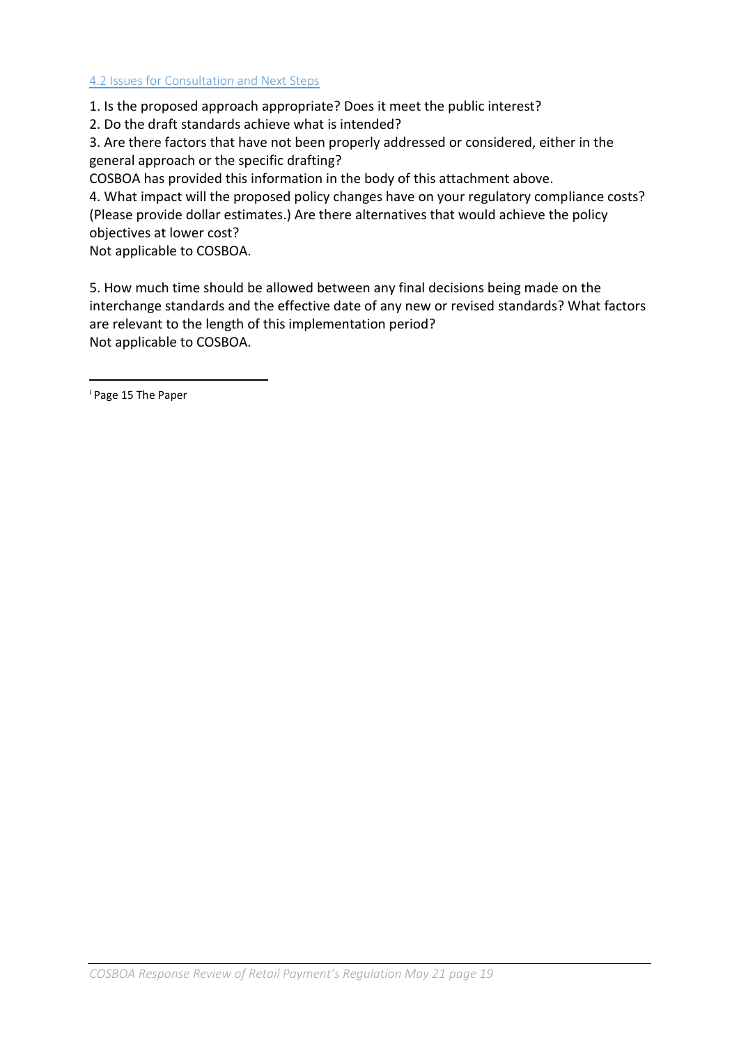### 4.2 Issues for Consultation and Next Steps

1. Is the proposed approach appropriate? Does it meet the public interest?
2. Do the draft standards achieve what is intended?
3. Are there factors that have not been properly addressed or considered, either in the general approach or the specific drafting?

COSBOA has provided this information in the body of this attachment above.

4. What impact will the proposed policy changes have on your regulatory compliance costs? (Please provide dollar estimates.) Are there alternatives that would achieve the policy objectives at lower cost?

Not applicable to COSBOA.

5. How much time should be allowed between any final decisions being made on the interchange standards and the effective date of any new or revised standards? What factors are relevant to the length of this implementation period?

Not applicable to COSBOA.

---

[i] Page 15 The Paper